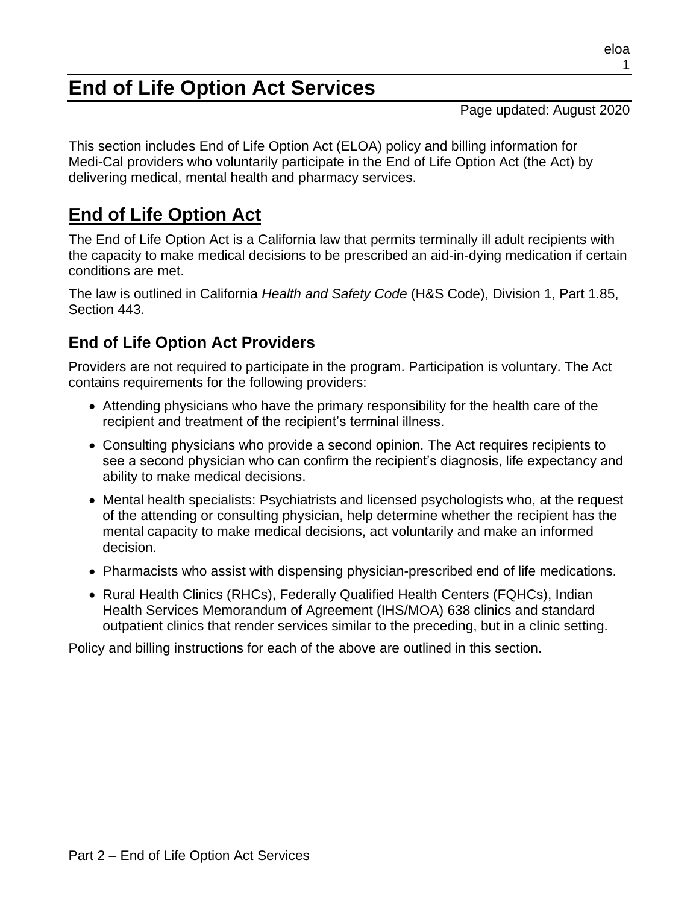# End of Life Option Act Services

Page updated: August 2020

This section includes End of Life Option Act (ELOA) policy and billing information for Medi-Cal providers who voluntarily participate in the End of Life Option Act (the Act) by delivering medical, mental health and pharmacy services.

## End of Life Option Act

The End of Life Option Act is a California law that permits terminally ill adult recipients with the capacity to make medical decisions to be prescribed an aid-in-dying medication if certain conditions are met.

The law is outlined in California *Health and Safety Code* (H&S Code), Division 1, Part 1.85, Section 443.

### End of Life Option Act Providers

Providers are not required to participate in the program. Participation is voluntary. The Act contains requirements for the following providers:

- Attending physicians who have the primary responsibility for the health care of the recipient and treatment of the recipient's terminal illness.
- Consulting physicians who provide a second opinion. The Act requires recipients to see a second physician who can confirm the recipient's diagnosis, life expectancy and ability to make medical decisions.
- Mental health specialists: Psychiatrists and licensed psychologists who, at the request of the attending or consulting physician, help determine whether the recipient has the mental capacity to make medical decisions, act voluntarily and make an informed decision.
- Pharmacists who assist with dispensing physician-prescribed end of life medications.
- Rural Health Clinics (RHCs), Federally Qualified Health Centers (FQHCs), Indian Health Services Memorandum of Agreement (IHS/MOA) 638 clinics and standard outpatient clinics that render services similar to the preceding, but in a clinic setting.

Policy and billing instructions for each of the above are outlined in this section.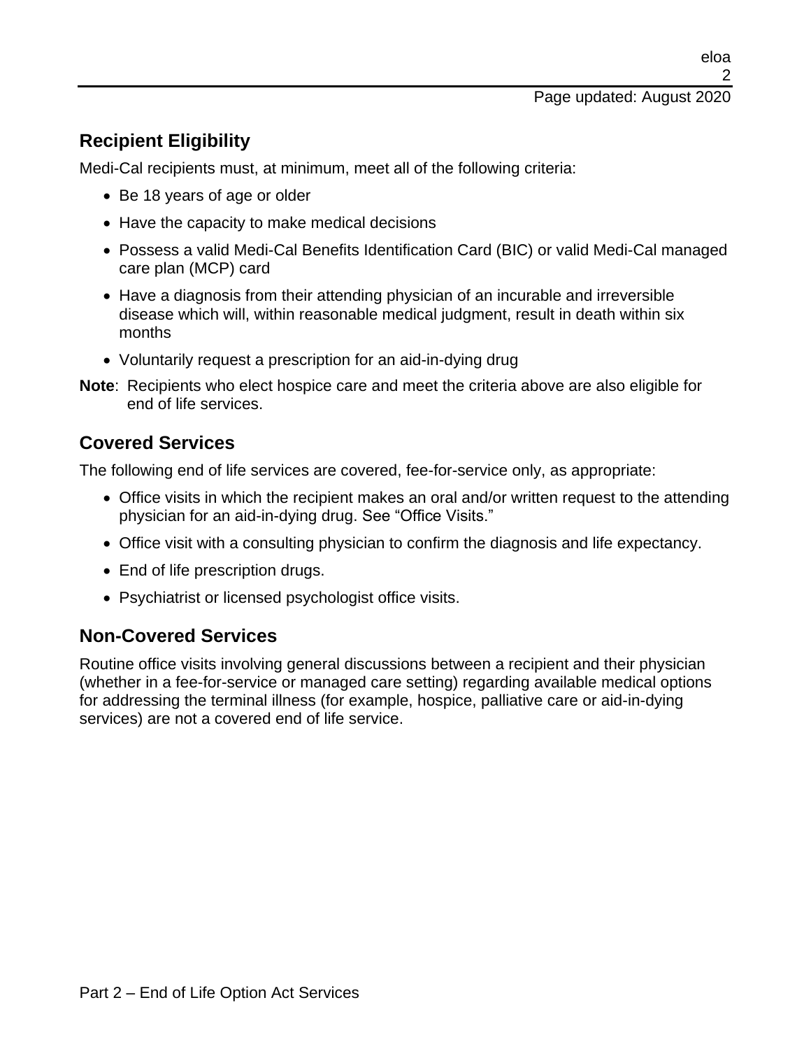## Recipient Eligibility

Medi-Cal recipients must, at minimum, meet all of the following criteria:

- Be 18 years of age or older
- Have the capacity to make medical decisions
- Possess a valid Medi-Cal Benefits Identification Card (BIC) or valid Medi-Cal managed care plan (MCP) card
- Have a diagnosis from their attending physician of an incurable and irreversible disease which will, within reasonable medical judgment, result in death within six months
- Voluntarily request a prescription for an aid-in-dying drug

**Note**: Recipients who elect hospice care and meet the criteria above are also eligible for end of life services.

## Covered Services

The following end of life services are covered, fee-for-service only, as appropriate:

- Office visits in which the recipient makes an oral and/or written request to the attending physician for an aid-in-dying drug. See "Office Visits."
- Office visit with a consulting physician to confirm the diagnosis and life expectancy.
- End of life prescription drugs.
- Psychiatrist or licensed psychologist office visits.

## Non-Covered Services

Routine office visits involving general discussions between a recipient and their physician (whether in a fee-for-service or managed care setting) regarding available medical options for addressing the terminal illness (for example, hospice, palliative care or aid-in-dying services) are not a covered end of life service.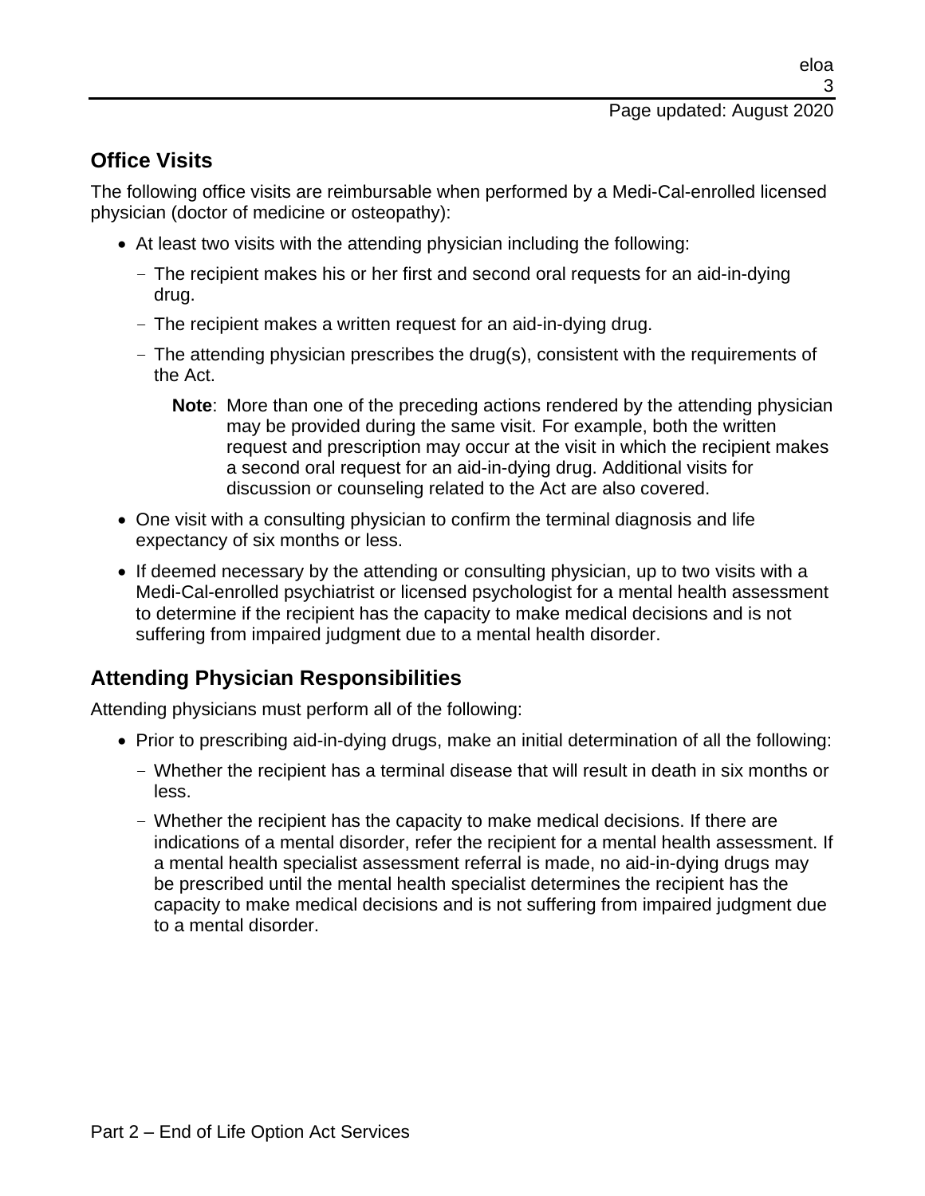## Office Visits

The following office visits are reimbursable when performed by a Medi-Cal-enrolled licensed physician (doctor of medicine or osteopathy):

- At least two visits with the attending physician including the following:
  - The recipient makes his or her first and second oral requests for an aid-in-dying drug.
  - The recipient makes a written request for an aid-in-dying drug.
  - The attending physician prescribes the drug(s), consistent with the requirements of the Act.

    **Note**: More than one of the preceding actions rendered by the attending physician may be provided during the same visit. For example, both the written request and prescription may occur at the visit in which the recipient makes a second oral request for an aid-in-dying drug. Additional visits for discussion or counseling related to the Act are also covered.
- One visit with a consulting physician to confirm the terminal diagnosis and life expectancy of six months or less.
- If deemed necessary by the attending or consulting physician, up to two visits with a Medi-Cal-enrolled psychiatrist or licensed psychologist for a mental health assessment to determine if the recipient has the capacity to make medical decisions and is not suffering from impaired judgment due to a mental health disorder.

## Attending Physician Responsibilities

Attending physicians must perform all of the following:

- Prior to prescribing aid-in-dying drugs, make an initial determination of all the following:
  - Whether the recipient has a terminal disease that will result in death in six months or less.
  - Whether the recipient has the capacity to make medical decisions. If there are indications of a mental disorder, refer the recipient for a mental health assessment. If a mental health specialist assessment referral is made, no aid-in-dying drugs may be prescribed until the mental health specialist determines the recipient has the capacity to make medical decisions and is not suffering from impaired judgment due to a mental disorder.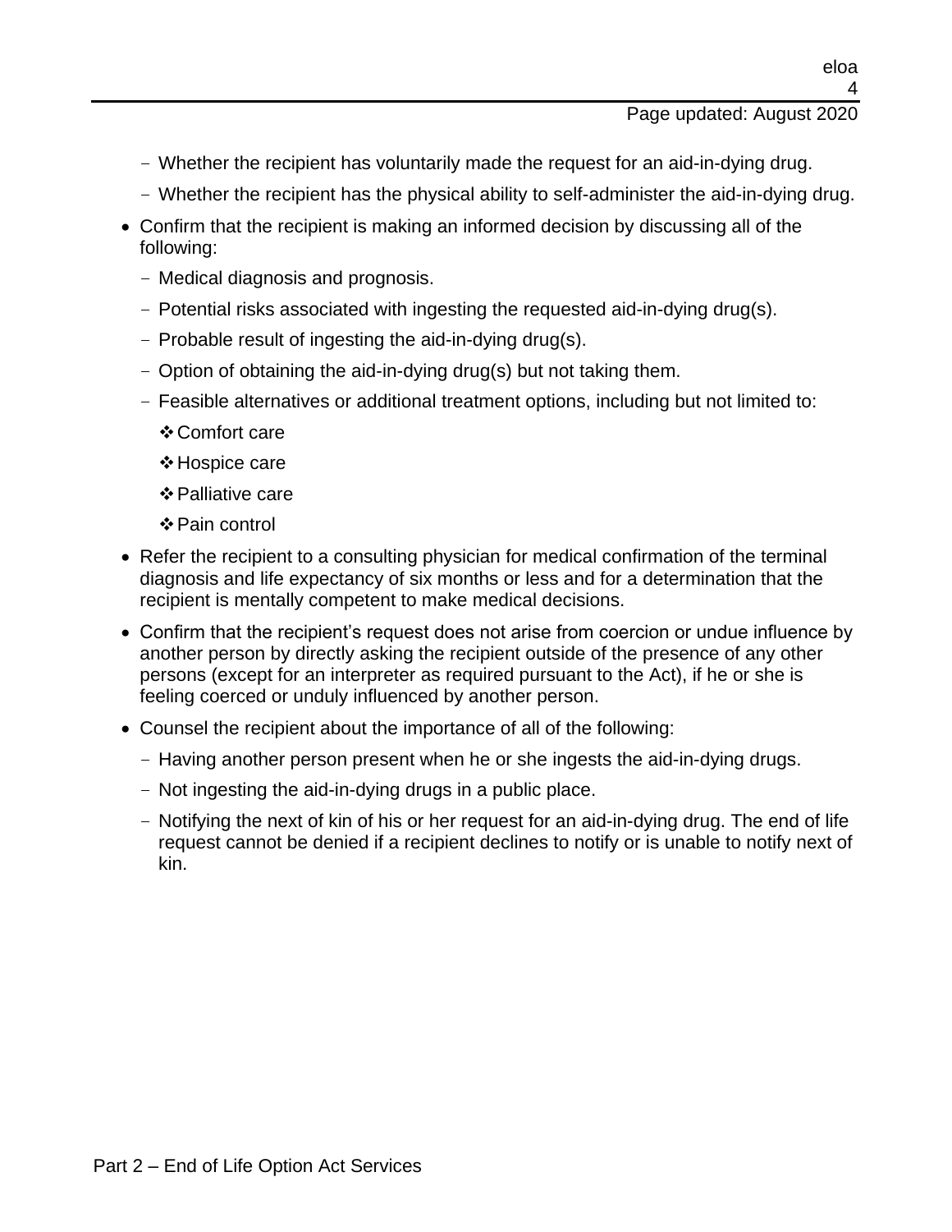- Whether the recipient has voluntarily made the request for an aid-in-dying drug.
   - Whether the recipient has the physical ability to self-administer the aid-in-dying drug.
- Confirm that the recipient is making an informed decision by discussing all of the following:
   - Medical diagnosis and prognosis.
   - Potential risks associated with ingesting the requested aid-in-dying drug(s).
   - Probable result of ingesting the aid-in-dying drug(s).
   - Option of obtaining the aid-in-dying drug(s) but not taking them.
   - Feasible alternatives or additional treatment options, including but not limited to:
      - Comfort care
      - Hospice care
      - Palliative care
      - Pain control
- Refer the recipient to a consulting physician for medical confirmation of the terminal diagnosis and life expectancy of six months or less and for a determination that the recipient is mentally competent to make medical decisions.
- Confirm that the recipient's request does not arise from coercion or undue influence by another person by directly asking the recipient outside of the presence of any other persons (except for an interpreter as required pursuant to the Act), if he or she is feeling coerced or unduly influenced by another person.
- Counsel the recipient about the importance of all of the following:
   - Having another person present when he or she ingests the aid-in-dying drugs.
   - Not ingesting the aid-in-dying drugs in a public place.
   - Notifying the next of kin of his or her request for an aid-in-dying drug. The end of life request cannot be denied if a recipient declines to notify or is unable to notify next of kin.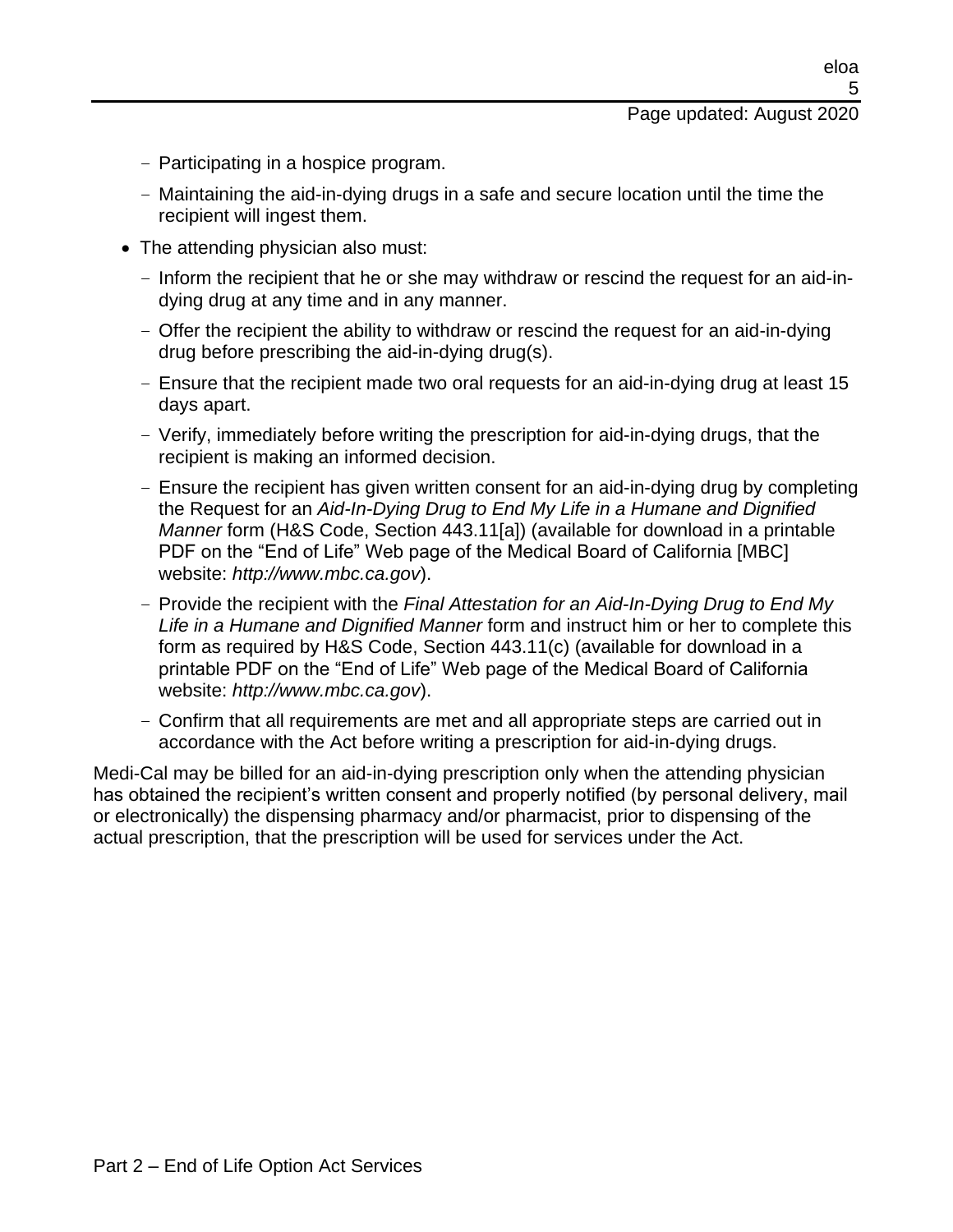- Participating in a hospice program.
- Maintaining the aid-in-dying drugs in a safe and secure location until the time the recipient will ingest them.

* The attending physician also must:
  - Inform the recipient that he or she may withdraw or rescind the request for an aid-in-dying drug at any time and in any manner.
  - Offer the recipient the ability to withdraw or rescind the request for an aid-in-dying drug before prescribing the aid-in-dying drug(s).
  - Ensure that the recipient made two oral requests for an aid-in-dying drug at least 15 days apart.
  - Verify, immediately before writing the prescription for aid-in-dying drugs, that the recipient is making an informed decision.
  - Ensure the recipient has given written consent for an aid-in-dying drug by completing the Request for an *Aid-In-Dying Drug to End My Life in a Humane and Dignified Manner* form (H&S Code, Section 443.11[a]) (available for download in a printable PDF on the "End of Life" Web page of the Medical Board of California [MBC] website: *http://www.mbc.ca.gov*).
  - Provide the recipient with the *Final Attestation for an Aid-In-Dying Drug to End My Life in a Humane and Dignified Manner* form and instruct him or her to complete this form as required by H&S Code, Section 443.11(c) (available for download in a printable PDF on the "End of Life" Web page of the Medical Board of California website: *http://www.mbc.ca.gov*).
  - Confirm that all requirements are met and all appropriate steps are carried out in accordance with the Act before writing a prescription for aid-in-dying drugs.

Medi-Cal may be billed for an aid-in-dying prescription only when the attending physician has obtained the recipient's written consent and properly notified (by personal delivery, mail or electronically) the dispensing pharmacy and/or pharmacist, prior to dispensing of the actual prescription, that the prescription will be used for services under the Act.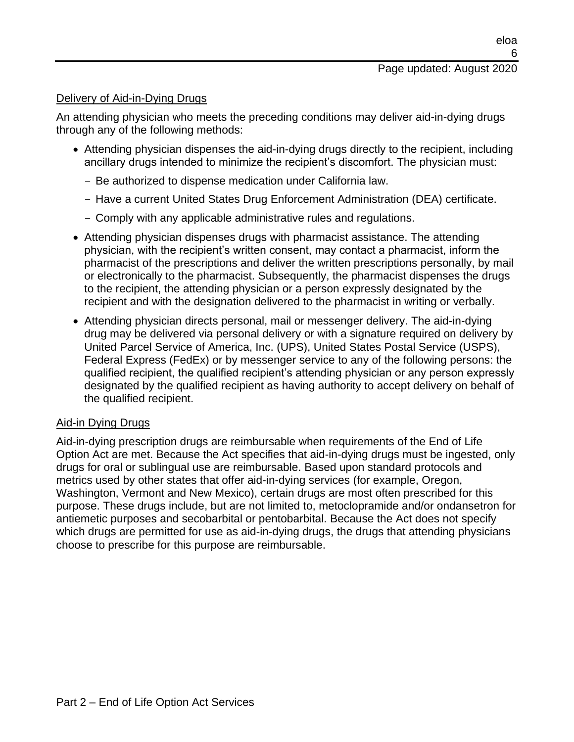### Delivery of Aid-in-Dying Drugs

An attending physician who meets the preceding conditions may deliver aid-in-dying drugs through any of the following methods:

- Attending physician dispenses the aid-in-dying drugs directly to the recipient, including ancillary drugs intended to minimize the recipient's discomfort. The physician must:
  - Be authorized to dispense medication under California law.
  - Have a current United States Drug Enforcement Administration (DEA) certificate.
  - Comply with any applicable administrative rules and regulations.
- Attending physician dispenses drugs with pharmacist assistance. The attending physician, with the recipient's written consent, may contact a pharmacist, inform the pharmacist of the prescriptions and deliver the written prescriptions personally, by mail or electronically to the pharmacist. Subsequently, the pharmacist dispenses the drugs to the recipient, the attending physician or a person expressly designated by the recipient and with the designation delivered to the pharmacist in writing or verbally.
- Attending physician directs personal, mail or messenger delivery. The aid-in-dying drug may be delivered via personal delivery or with a signature required on delivery by United Parcel Service of America, Inc. (UPS), United States Postal Service (USPS), Federal Express (FedEx) or by messenger service to any of the following persons: the qualified recipient, the qualified recipient's attending physician or any person expressly designated by the qualified recipient as having authority to accept delivery on behalf of the qualified recipient.

### Aid-in Dying Drugs

Aid-in-dying prescription drugs are reimbursable when requirements of the End of Life Option Act are met. Because the Act specifies that aid-in-dying drugs must be ingested, only drugs for oral or sublingual use are reimbursable. Based upon standard protocols and metrics used by other states that offer aid-in-dying services (for example, Oregon, Washington, Vermont and New Mexico), certain drugs are most often prescribed for this purpose. These drugs include, but are not limited to, metoclopramide and/or ondansetron for antiemetic purposes and secobarbital or pentobarbital. Because the Act does not specify which drugs are permitted for use as aid-in-dying drugs, the drugs that attending physicians choose to prescribe for this purpose are reimbursable.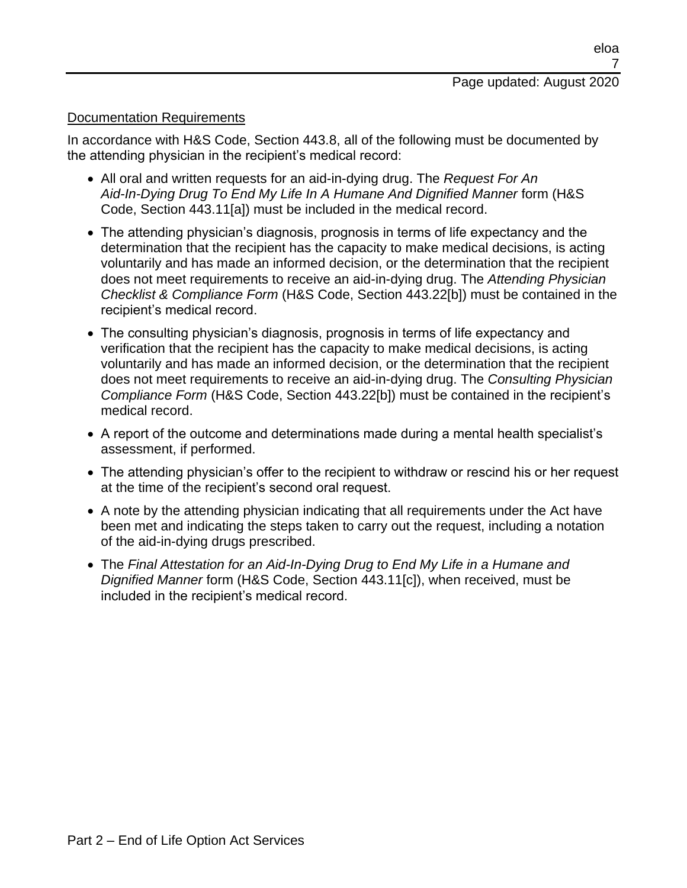Documentation Requirements

In accordance with H&S Code, Section 443.8, all of the following must be documented by the attending physician in the recipient's medical record:

- All oral and written requests for an aid-in-dying drug. The *Request For An Aid-In-Dying Drug To End My Life In A Humane And Dignified Manner* form (H&S Code, Section 443.11[a]) must be included in the medical record.
- The attending physician's diagnosis, prognosis in terms of life expectancy and the determination that the recipient has the capacity to make medical decisions, is acting voluntarily and has made an informed decision, or the determination that the recipient does not meet requirements to receive an aid-in-dying drug. The *Attending Physician Checklist & Compliance Form* (H&S Code, Section 443.22[b]) must be contained in the recipient's medical record.
- The consulting physician's diagnosis, prognosis in terms of life expectancy and verification that the recipient has the capacity to make medical decisions, is acting voluntarily and has made an informed decision, or the determination that the recipient does not meet requirements to receive an aid-in-dying drug. The *Consulting Physician Compliance Form* (H&S Code, Section 443.22[b]) must be contained in the recipient's medical record.
- A report of the outcome and determinations made during a mental health specialist's assessment, if performed.
- The attending physician's offer to the recipient to withdraw or rescind his or her request at the time of the recipient's second oral request.
- A note by the attending physician indicating that all requirements under the Act have been met and indicating the steps taken to carry out the request, including a notation of the aid-in-dying drugs prescribed.
- The *Final Attestation for an Aid-In-Dying Drug to End My Life in a Humane and Dignified Manner* form (H&S Code, Section 443.11[c]), when received, must be included in the recipient's medical record.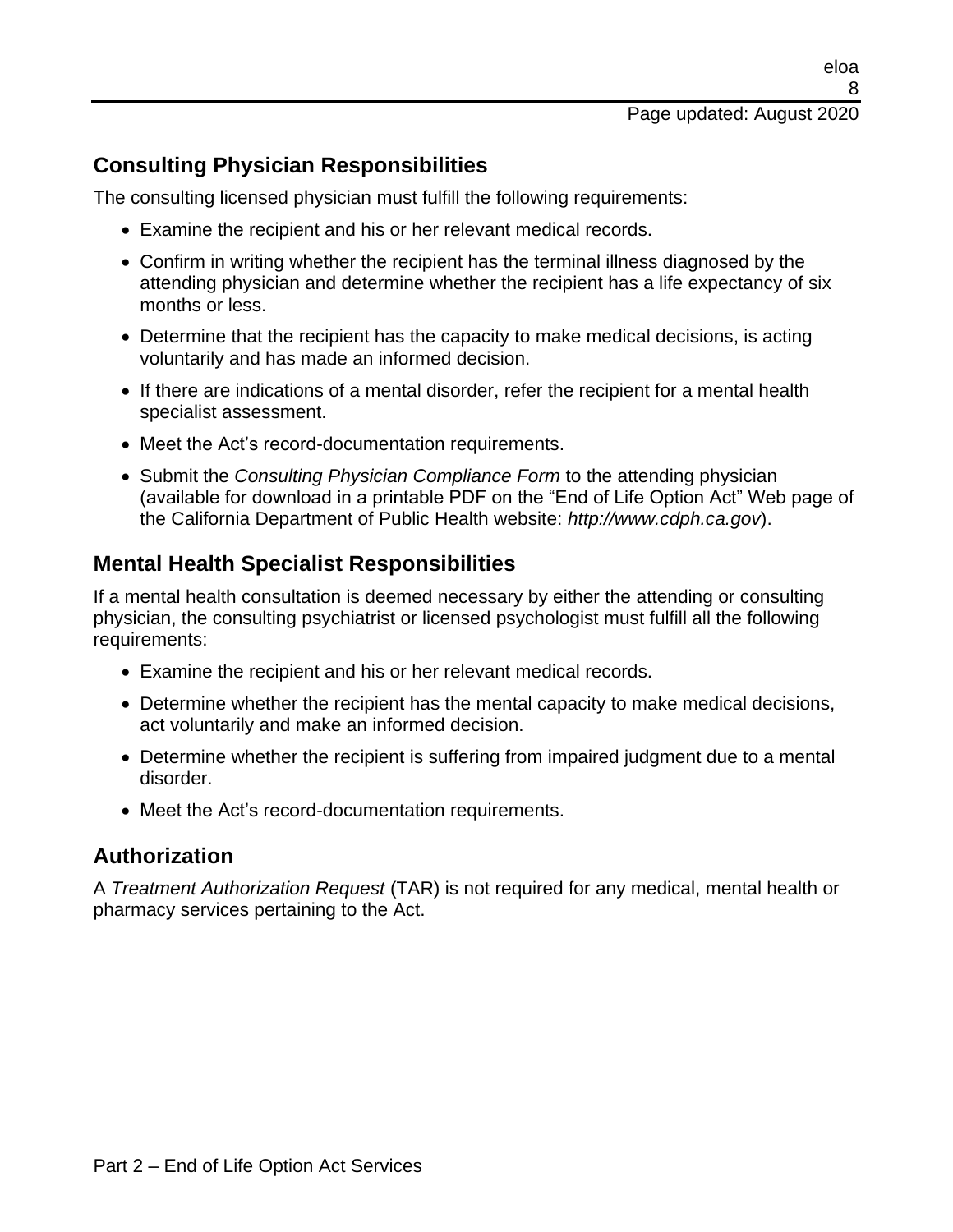## Consulting Physician Responsibilities

The consulting licensed physician must fulfill the following requirements:

- Examine the recipient and his or her relevant medical records.
- Confirm in writing whether the recipient has the terminal illness diagnosed by the attending physician and determine whether the recipient has a life expectancy of six months or less.
- Determine that the recipient has the capacity to make medical decisions, is acting voluntarily and has made an informed decision.
- If there are indications of a mental disorder, refer the recipient for a mental health specialist assessment.
- Meet the Act's record-documentation requirements.
- Submit the *Consulting Physician Compliance Form* to the attending physician (available for download in a printable PDF on the "End of Life Option Act" Web page of the California Department of Public Health website: *http://www.cdph.ca.gov*).

## Mental Health Specialist Responsibilities

If a mental health consultation is deemed necessary by either the attending or consulting physician, the consulting psychiatrist or licensed psychologist must fulfill all the following requirements:

- Examine the recipient and his or her relevant medical records.
- Determine whether the recipient has the mental capacity to make medical decisions, act voluntarily and make an informed decision.
- Determine whether the recipient is suffering from impaired judgment due to a mental disorder.
- Meet the Act's record-documentation requirements.

## Authorization

A *Treatment Authorization Request* (TAR) is not required for any medical, mental health or pharmacy services pertaining to the Act.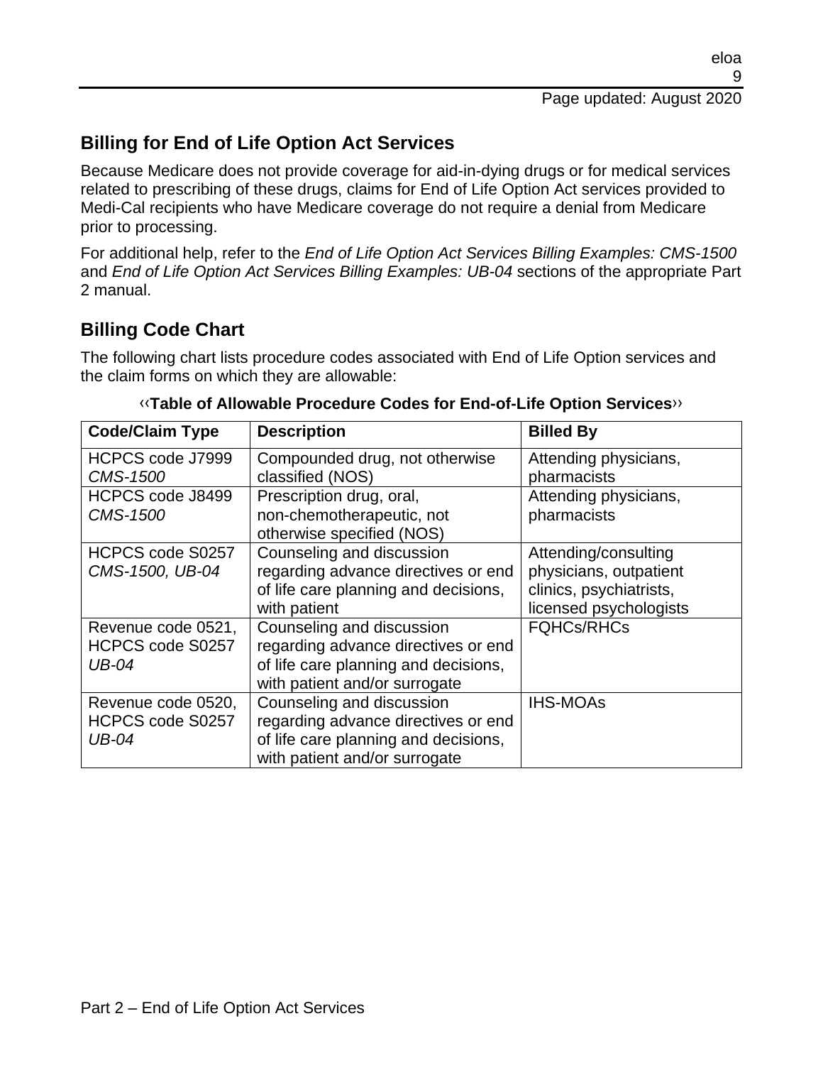## Billing for End of Life Option Act Services

Because Medicare does not provide coverage for aid-in-dying drugs or for medical services related to prescribing of these drugs, claims for End of Life Option Act services provided to Medi-Cal recipients who have Medicare coverage do not require a denial from Medicare prior to processing.

For additional help, refer to the *End of Life Option Act Services Billing Examples: CMS-1500* and *End of Life Option Act Services Billing Examples: UB-04* sections of the appropriate Part 2 manual.

## Billing Code Chart

The following chart lists procedure codes associated with End of Life Option services and the claim forms on which they are allowable:

‹‹**Table of Allowable Procedure Codes for End-of-Life Option Services**››

| Code/Claim Type | Description | Billed By |
|---|---|---|
| HCPCS code J7999 *CMS-1500* | Compounded drug, not otherwise classified (NOS) | Attending physicians, pharmacists |
| HCPCS code J8499 *CMS-1500* | Prescription drug, oral, non-chemotherapeutic, not otherwise specified (NOS) | Attending physicians, pharmacists |
| HCPCS code S0257 *CMS-1500, UB-04* | Counseling and discussion regarding advance directives or end of life care planning and decisions, with patient | Attending/consulting physicians, outpatient clinics, psychiatrists, licensed psychologists |
| Revenue code 0521, HCPCS code S0257 *UB-04* | Counseling and discussion regarding advance directives or end of life care planning and decisions, with patient and/or surrogate | FQHCs/RHCs |
| Revenue code 0520, HCPCS code S0257 *UB-04* | Counseling and discussion regarding advance directives or end of life care planning and decisions, with patient and/or surrogate | IHS-MOAs |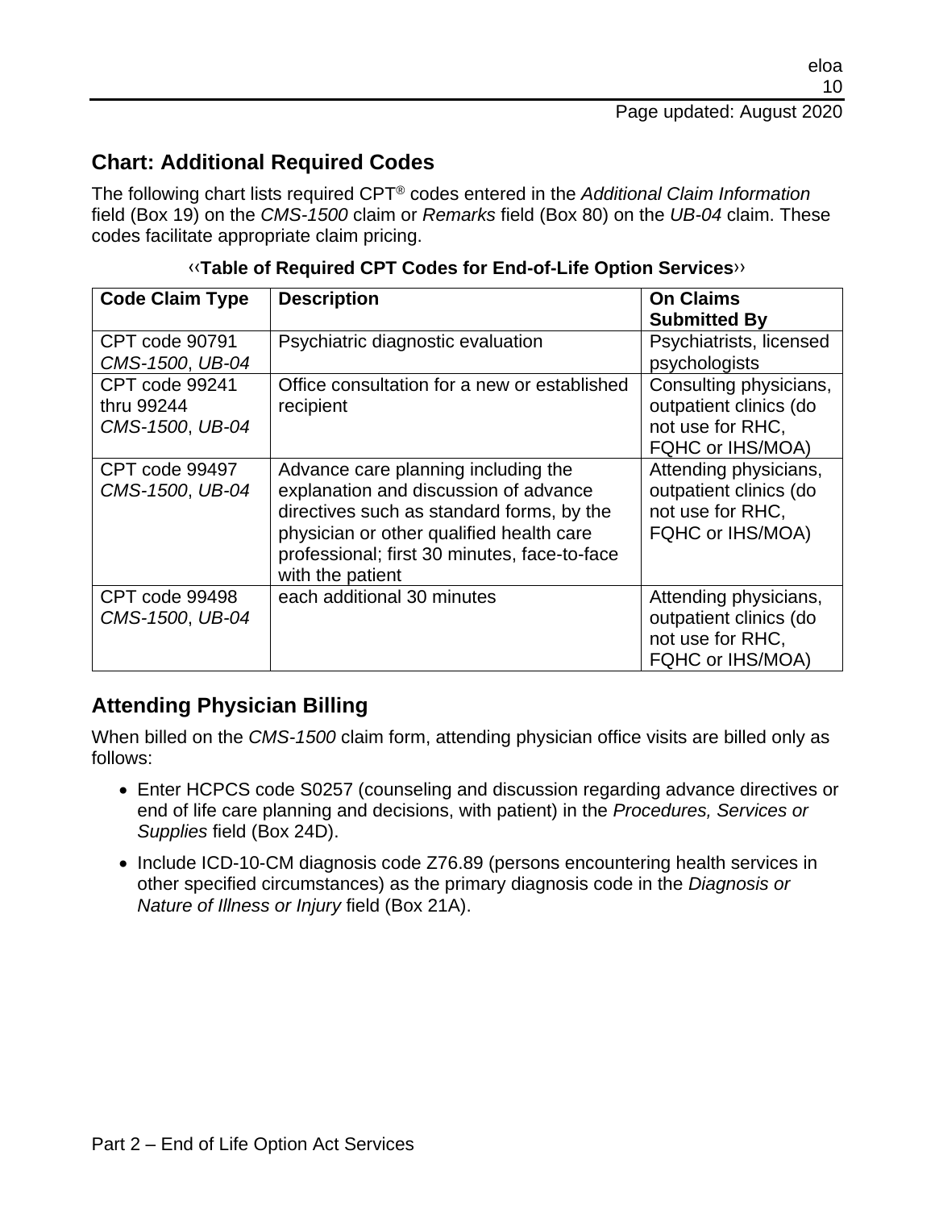## Chart: Additional Required Codes

The following chart lists required CPT® codes entered in the *Additional Claim Information* field (Box 19) on the *CMS-1500* claim or *Remarks* field (Box 80) on the *UB-04* claim. These codes facilitate appropriate claim pricing.

**‹‹Table of Required CPT Codes for End-of-Life Option Services››**

| Code Claim Type | Description | On Claims Submitted By |
| --- | --- | --- |
| CPT code 90791 *CMS-1500*, *UB-04* | Psychiatric diagnostic evaluation | Psychiatrists, licensed psychologists |
| CPT code 99241 thru 99244 *CMS-1500*, *UB-04* | Office consultation for a new or established recipient | Consulting physicians, outpatient clinics (do not use for RHC, FQHC or IHS/MOA) |
| CPT code 99497 *CMS-1500*, *UB-04* | Advance care planning including the explanation and discussion of advance directives such as standard forms, by the physician or other qualified health care professional; first 30 minutes, face-to-face with the patient | Attending physicians, outpatient clinics (do not use for RHC, FQHC or IHS/MOA) |
| CPT code 99498 *CMS-1500*, *UB-04* | each additional 30 minutes | Attending physicians, outpatient clinics (do not use for RHC, FQHC or IHS/MOA) |

## Attending Physician Billing

When billed on the *CMS-1500* claim form, attending physician office visits are billed only as follows:

- Enter HCPCS code S0257 (counseling and discussion regarding advance directives or end of life care planning and decisions, with patient) in the *Procedures, Services or Supplies* field (Box 24D).
- Include ICD-10-CM diagnosis code Z76.89 (persons encountering health services in other specified circumstances) as the primary diagnosis code in the *Diagnosis or Nature of Illness or Injury* field (Box 21A).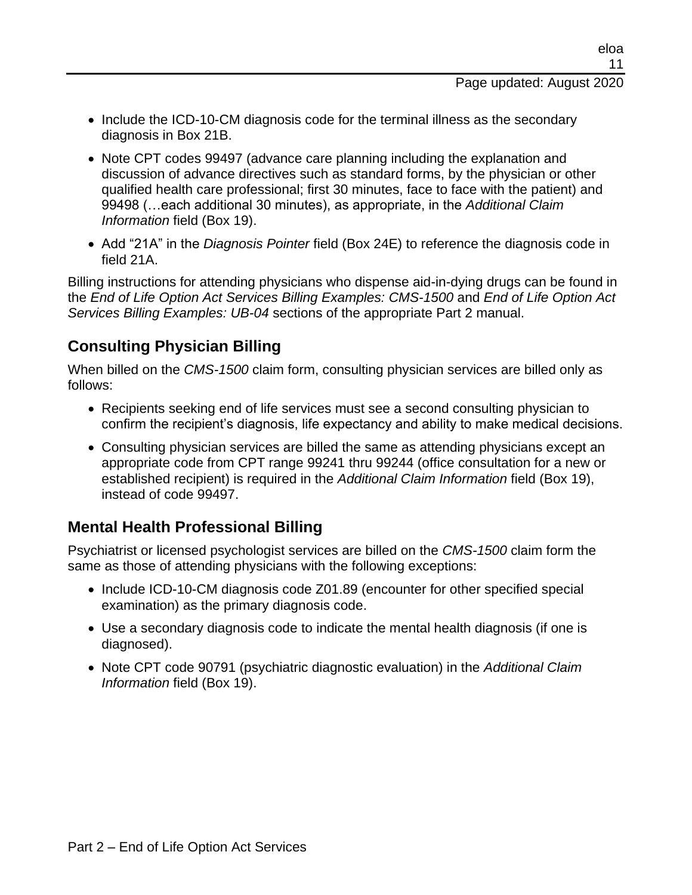- Include the ICD-10-CM diagnosis code for the terminal illness as the secondary diagnosis in Box 21B.
- Note CPT codes 99497 (advance care planning including the explanation and discussion of advance directives such as standard forms, by the physician or other qualified health care professional; first 30 minutes, face to face with the patient) and 99498 (…each additional 30 minutes), as appropriate, in the *Additional Claim Information* field (Box 19).
- Add "21A" in the *Diagnosis Pointer* field (Box 24E) to reference the diagnosis code in field 21A.

Billing instructions for attending physicians who dispense aid-in-dying drugs can be found in the *End of Life Option Act Services Billing Examples: CMS-1500* and *End of Life Option Act Services Billing Examples: UB-04* sections of the appropriate Part 2 manual.

## Consulting Physician Billing

When billed on the *CMS-1500* claim form, consulting physician services are billed only as follows:

- Recipients seeking end of life services must see a second consulting physician to confirm the recipient's diagnosis, life expectancy and ability to make medical decisions.
- Consulting physician services are billed the same as attending physicians except an appropriate code from CPT range 99241 thru 99244 (office consultation for a new or established recipient) is required in the *Additional Claim Information* field (Box 19), instead of code 99497.

## Mental Health Professional Billing

Psychiatrist or licensed psychologist services are billed on the *CMS-1500* claim form the same as those of attending physicians with the following exceptions:

- Include ICD-10-CM diagnosis code Z01.89 (encounter for other specified special examination) as the primary diagnosis code.
- Use a secondary diagnosis code to indicate the mental health diagnosis (if one is diagnosed).
- Note CPT code 90791 (psychiatric diagnostic evaluation) in the *Additional Claim Information* field (Box 19).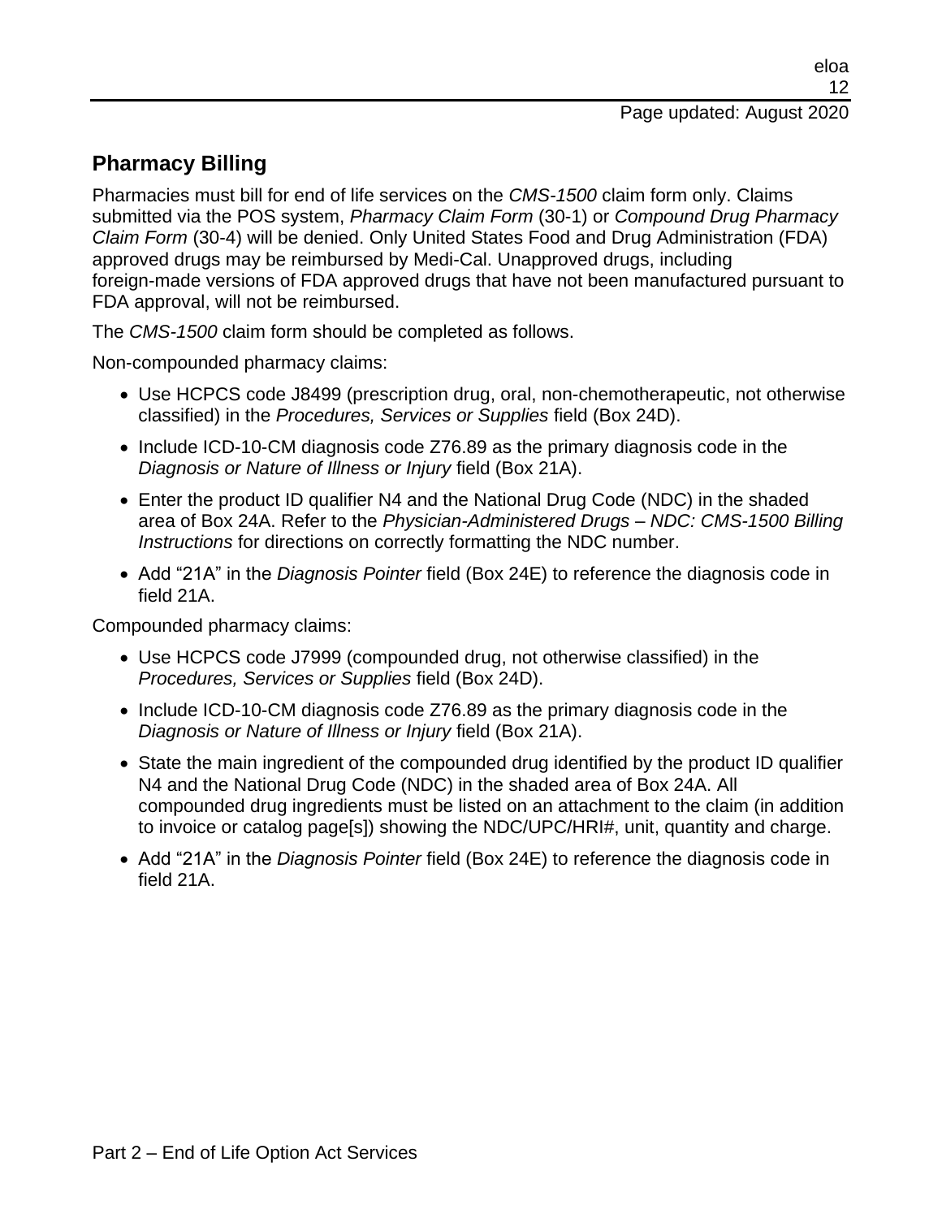## Pharmacy Billing

Pharmacies must bill for end of life services on the *CMS-1500* claim form only. Claims submitted via the POS system, *Pharmacy Claim Form* (30-1) or *Compound Drug Pharmacy Claim Form* (30-4) will be denied. Only United States Food and Drug Administration (FDA) approved drugs may be reimbursed by Medi-Cal. Unapproved drugs, including foreign-made versions of FDA approved drugs that have not been manufactured pursuant to FDA approval, will not be reimbursed.

The *CMS-1500* claim form should be completed as follows.

Non-compounded pharmacy claims:

- Use HCPCS code J8499 (prescription drug, oral, non-chemotherapeutic, not otherwise classified) in the *Procedures, Services or Supplies* field (Box 24D).
- Include ICD-10-CM diagnosis code Z76.89 as the primary diagnosis code in the *Diagnosis or Nature of Illness or Injury* field (Box 21A).
- Enter the product ID qualifier N4 and the National Drug Code (NDC) in the shaded area of Box 24A. Refer to the *Physician-Administered Drugs – NDC: CMS-1500 Billing Instructions* for directions on correctly formatting the NDC number.
- Add "21A" in the *Diagnosis Pointer* field (Box 24E) to reference the diagnosis code in field 21A.

Compounded pharmacy claims:

- Use HCPCS code J7999 (compounded drug, not otherwise classified) in the *Procedures, Services or Supplies* field (Box 24D).
- Include ICD-10-CM diagnosis code Z76.89 as the primary diagnosis code in the *Diagnosis or Nature of Illness or Injury* field (Box 21A).
- State the main ingredient of the compounded drug identified by the product ID qualifier N4 and the National Drug Code (NDC) in the shaded area of Box 24A. All compounded drug ingredients must be listed on an attachment to the claim (in addition to invoice or catalog page[s]) showing the NDC/UPC/HRI#, unit, quantity and charge.
- Add "21A" in the *Diagnosis Pointer* field (Box 24E) to reference the diagnosis code in field 21A.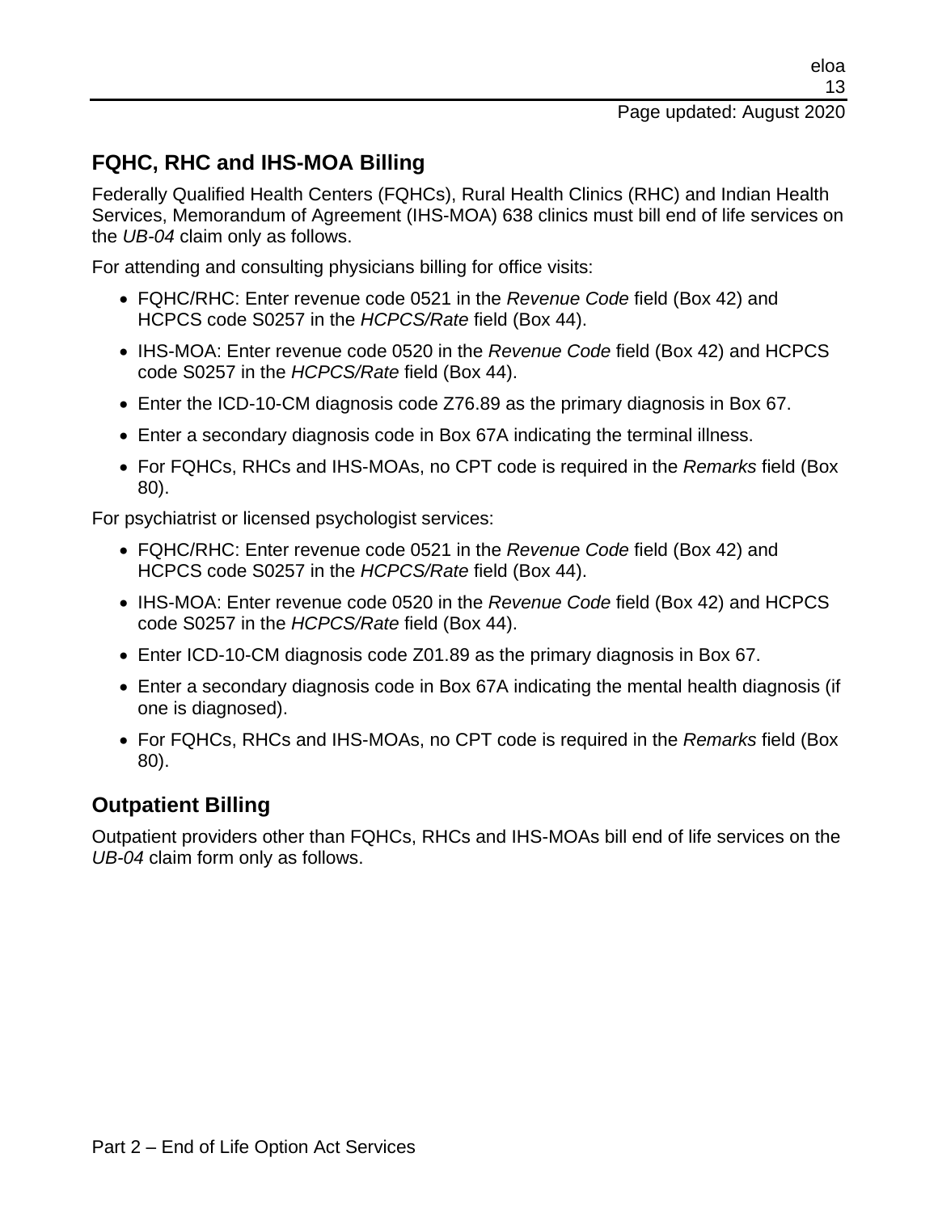## FQHC, RHC and IHS-MOA Billing

Federally Qualified Health Centers (FQHCs), Rural Health Clinics (RHC) and Indian Health Services, Memorandum of Agreement (IHS-MOA) 638 clinics must bill end of life services on the *UB-04* claim only as follows.

For attending and consulting physicians billing for office visits:

- FQHC/RHC: Enter revenue code 0521 in the *Revenue Code* field (Box 42) and HCPCS code S0257 in the *HCPCS/Rate* field (Box 44).
- IHS-MOA: Enter revenue code 0520 in the *Revenue Code* field (Box 42) and HCPCS code S0257 in the *HCPCS/Rate* field (Box 44).
- Enter the ICD-10-CM diagnosis code Z76.89 as the primary diagnosis in Box 67.
- Enter a secondary diagnosis code in Box 67A indicating the terminal illness.
- For FQHCs, RHCs and IHS-MOAs, no CPT code is required in the *Remarks* field (Box 80).

For psychiatrist or licensed psychologist services:

- FQHC/RHC: Enter revenue code 0521 in the *Revenue Code* field (Box 42) and HCPCS code S0257 in the *HCPCS/Rate* field (Box 44).
- IHS-MOA: Enter revenue code 0520 in the *Revenue Code* field (Box 42) and HCPCS code S0257 in the *HCPCS/Rate* field (Box 44).
- Enter ICD-10-CM diagnosis code Z01.89 as the primary diagnosis in Box 67.
- Enter a secondary diagnosis code in Box 67A indicating the mental health diagnosis (if one is diagnosed).
- For FQHCs, RHCs and IHS-MOAs, no CPT code is required in the *Remarks* field (Box 80).

## Outpatient Billing

Outpatient providers other than FQHCs, RHCs and IHS-MOAs bill end of life services on the *UB-04* claim form only as follows.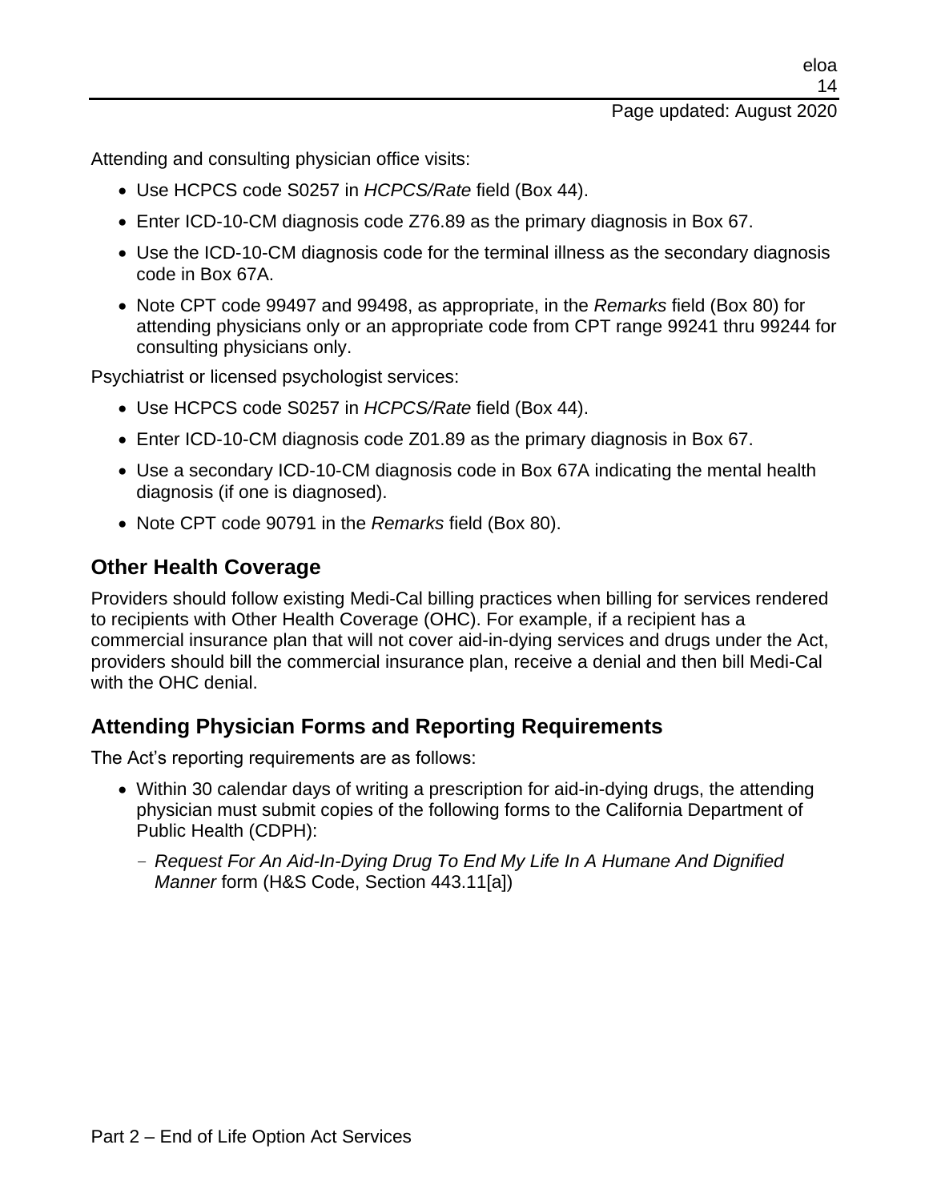Attending and consulting physician office visits:

- Use HCPCS code S0257 in *HCPCS/Rate* field (Box 44).
- Enter ICD-10-CM diagnosis code Z76.89 as the primary diagnosis in Box 67.
- Use the ICD-10-CM diagnosis code for the terminal illness as the secondary diagnosis code in Box 67A.
- Note CPT code 99497 and 99498, as appropriate, in the *Remarks* field (Box 80) for attending physicians only or an appropriate code from CPT range 99241 thru 99244 for consulting physicians only.

Psychiatrist or licensed psychologist services:

- Use HCPCS code S0257 in *HCPCS/Rate* field (Box 44).
- Enter ICD-10-CM diagnosis code Z01.89 as the primary diagnosis in Box 67.
- Use a secondary ICD-10-CM diagnosis code in Box 67A indicating the mental health diagnosis (if one is diagnosed).
- Note CPT code 90791 in the *Remarks* field (Box 80).

## Other Health Coverage

Providers should follow existing Medi-Cal billing practices when billing for services rendered to recipients with Other Health Coverage (OHC). For example, if a recipient has a commercial insurance plan that will not cover aid-in-dying services and drugs under the Act, providers should bill the commercial insurance plan, receive a denial and then bill Medi-Cal with the OHC denial.

## Attending Physician Forms and Reporting Requirements

The Act's reporting requirements are as follows:

- Within 30 calendar days of writing a prescription for aid-in-dying drugs, the attending physician must submit copies of the following forms to the California Department of Public Health (CDPH):
  - *Request For An Aid-In-Dying Drug To End My Life In A Humane And Dignified Manner* form (H&S Code, Section 443.11[a])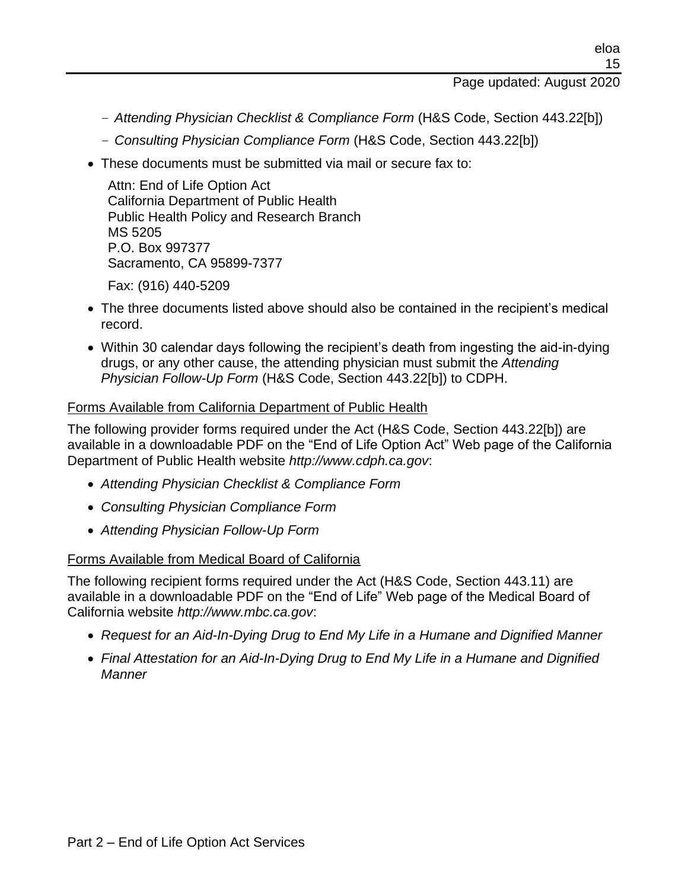- *Attending Physician Checklist & Compliance Form* (H&S Code, Section 443.22[b])
   - *Consulting Physician Compliance Form* (H&S Code, Section 443.22[b])

- These documents must be submitted via mail or secure fax to:

  Attn: End of Life Option Act
  California Department of Public Health
  Public Health Policy and Research Branch
  MS 5205
  P.O. Box 997377
  Sacramento, CA 95899-7377

  Fax: (916) 440-5209

- The three documents listed above should also be contained in the recipient's medical record.
- Within 30 calendar days following the recipient's death from ingesting the aid-in-dying drugs, or any other cause, the attending physician must submit the *Attending Physician Follow-Up Form* (H&S Code, Section 443.22[b]) to CDPH.

Forms Available from California Department of Public Health

The following provider forms required under the Act (H&S Code, Section 443.22[b]) are available in a downloadable PDF on the "End of Life Option Act" Web page of the California Department of Public Health website *http://www.cdph.ca.gov*:

- *Attending Physician Checklist & Compliance Form*
- *Consulting Physician Compliance Form*
- *Attending Physician Follow-Up Form*

Forms Available from Medical Board of California

The following recipient forms required under the Act (H&S Code, Section 443.11) are available in a downloadable PDF on the "End of Life" Web page of the Medical Board of California website *http://www.mbc.ca.gov*:

- *Request for an Aid-In-Dying Drug to End My Life in a Humane and Dignified Manner*
- *Final Attestation for an Aid-In-Dying Drug to End My Life in a Humane and Dignified Manner*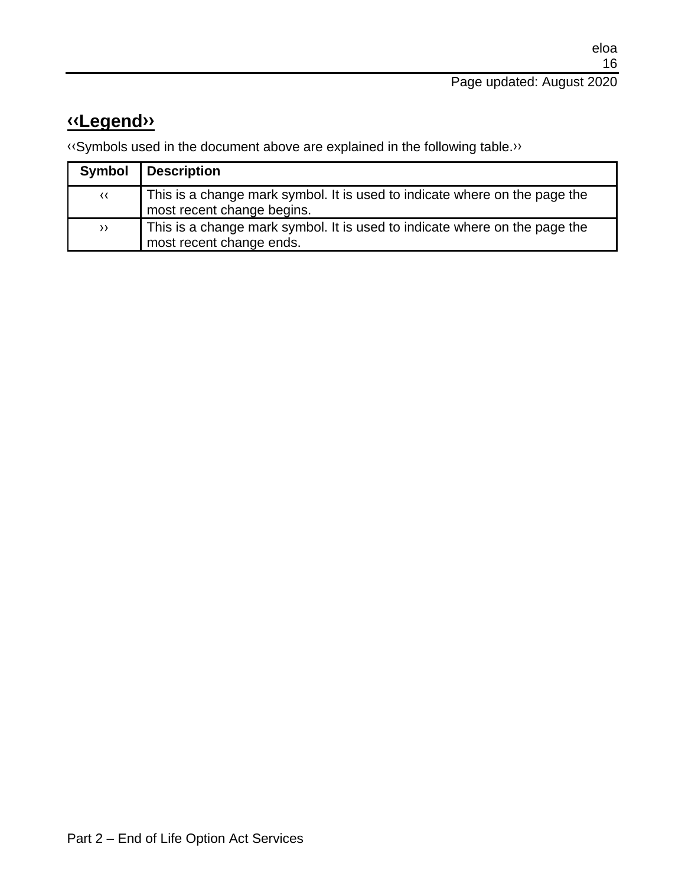## ‹‹Legend››

‹‹Symbols used in the document above are explained in the following table.››

| Symbol | Description |
|---|---|
| ‹‹ | This is a change mark symbol. It is used to indicate where on the page the most recent change begins. |
| ›› | This is a change mark symbol. It is used to indicate where on the page the most recent change ends. |